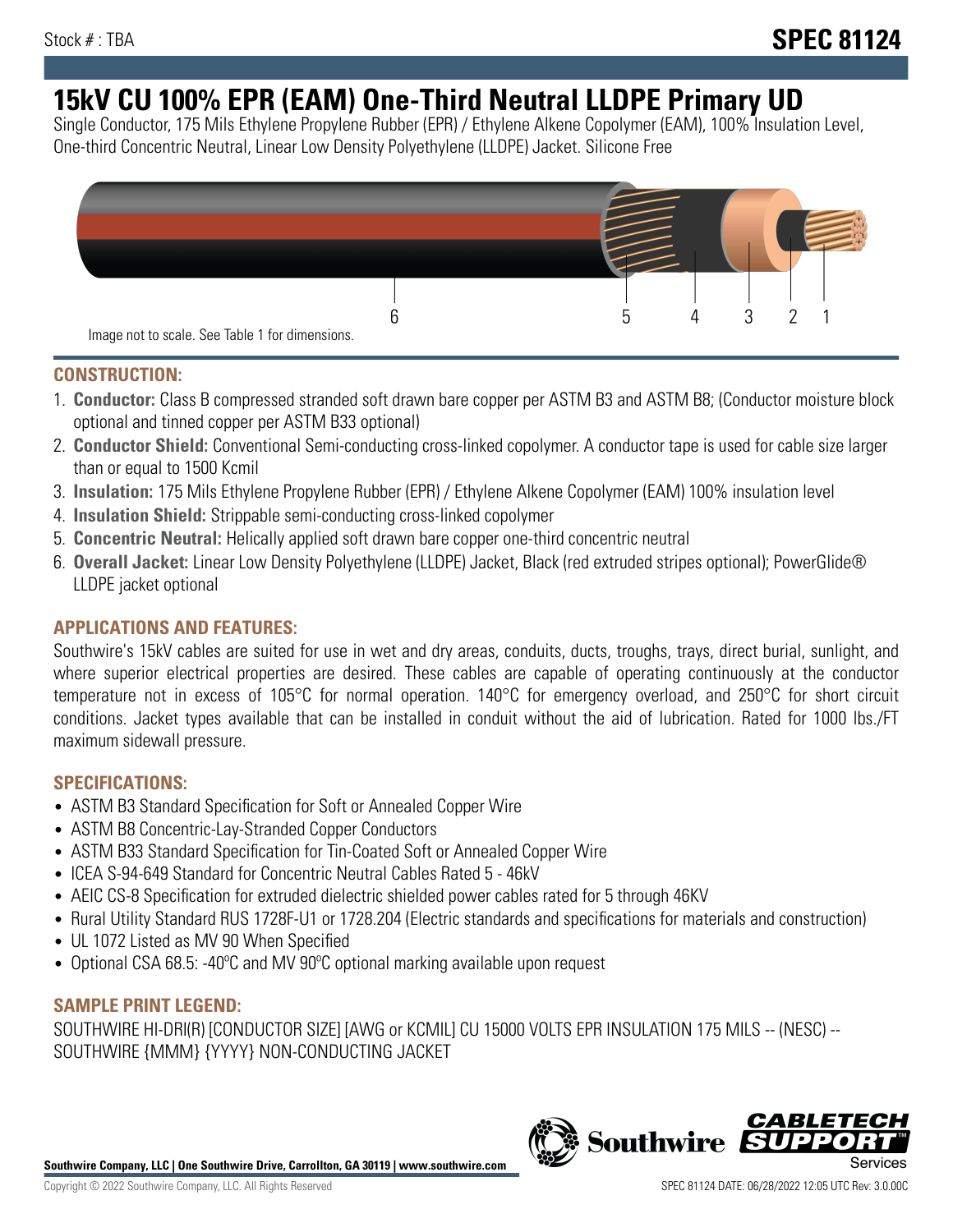Stock # : TBA

# SPEC 81124

# 15kV CU 100% EPR (EAM) One-Third Neutral LLDPE Primary UD

Single Conductor, 175 Mils Ethylene Propylene Rubber (EPR) / Ethylene Alkene Copolymer (EAM), 100% Insulation Level, One-third Concentric Neutral, Linear Low Density Polyethylene (LLDPE) Jacket. Silicone Free

6 5 4 3 2 1

Image not to scale. See Table 1 for dimensions.

## CONSTRUCTION:

1. **Conductor:** Class B compressed stranded soft drawn bare copper per ASTM B3 and ASTM B8; (Conductor moisture block optional and tinned copper per ASTM B33 optional)
2. **Conductor Shield:** Conventional Semi-conducting cross-linked copolymer. A conductor tape is used for cable size larger than or equal to 1500 Kcmil
3. **Insulation:** 175 Mils Ethylene Propylene Rubber (EPR) / Ethylene Alkene Copolymer (EAM) 100% insulation level
4. **Insulation Shield:** Strippable semi-conducting cross-linked copolymer
5. **Concentric Neutral:** Helically applied soft drawn bare copper one-third concentric neutral
6. **Overall Jacket:** Linear Low Density Polyethylene (LLDPE) Jacket, Black (red extruded stripes optional); PowerGlide® LLDPE jacket optional

## APPLICATIONS AND FEATURES:

Southwire's 15kV cables are suited for use in wet and dry areas, conduits, ducts, troughs, trays, direct burial, sunlight, and where superior electrical properties are desired. These cables are capable of operating continuously at the conductor temperature not in excess of 105°C for normal operation. 140°C for emergency overload, and 250°C for short circuit conditions. Jacket types available that can be installed in conduit without the aid of lubrication. Rated for 1000 lbs./FT maximum sidewall pressure.

## SPECIFICATIONS:

- ASTM B3 Standard Specification for Soft or Annealed Copper Wire
- ASTM B8 Concentric-Lay-Stranded Copper Conductors
- ASTM B33 Standard Specification for Tin-Coated Soft or Annealed Copper Wire
- ICEA S-94-649 Standard for Concentric Neutral Cables Rated 5 - 46kV
- AEIC CS-8 Specification for extruded dielectric shielded power cables rated for 5 through 46KV
- Rural Utility Standard RUS 1728F-U1 or 1728.204 (Electric standards and specifications for materials and construction)
- UL 1072 Listed as MV 90 When Specified
- Optional CSA 68.5: -40ºC and MV 90ºC optional marking available upon request

## SAMPLE PRINT LEGEND:

SOUTHWIRE HI-DRI(R) [CONDUCTOR SIZE] [AWG or KCMIL] CU 15000 VOLTS EPR INSULATION 175 MILS -- (NESC) -- SOUTHWIRE {MMM} {YYYY} NON-CONDUCTING JACKET

**Southwire Company, LLC | One Southwire Drive, Carrollton, GA 30119 | www.southwire.com**

Copyright © 2022 Southwire Company, LLC. All Rights Reserved

SPEC 81124 DATE: 06/28/2022 12:05 UTC Rev: 3.0.00C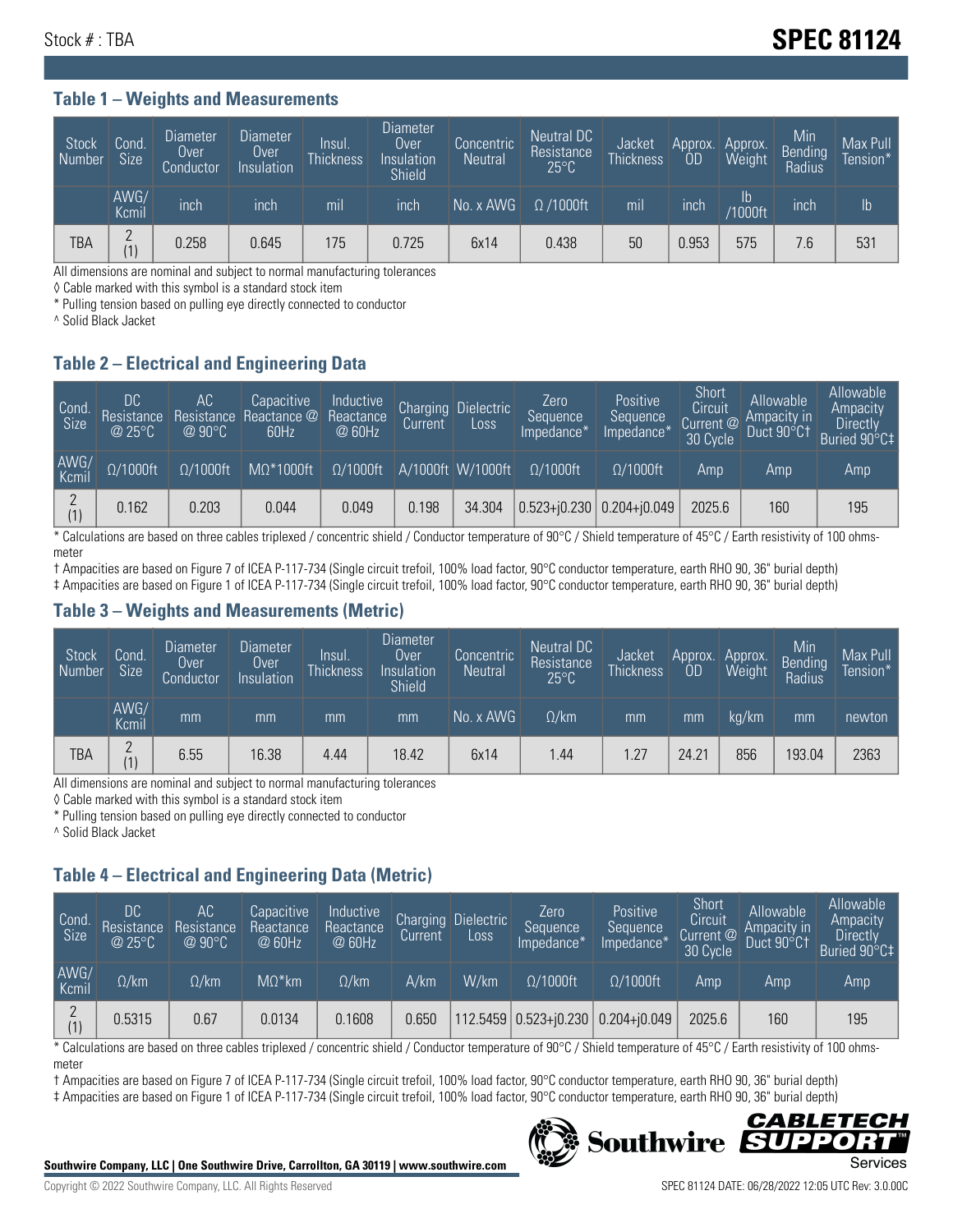Stock # : TBA

# SPEC 81124

### Table 1 – Weights and Measurements

| Stock Number | Cond. Size | Diameter Over Conductor | Diameter Over Insulation | Insul. Thickness | Diameter Over Insulation Shield | Concentric Neutral | Neutral DC Resistance 25°C | Jacket Thickness | Approx. OD | Approx. Weight | Min Bending Radius | Max Pull Tension* |
|---|---|---|---|---|---|---|---|---|---|---|---|---|
| | AWG/ Kcmil | inch | inch | mil | inch | No. x AWG | Ω /1000ft | mil | inch | lb /1000ft | inch | lb |
| TBA | 2 (1) | 0.258 | 0.645 | 175 | 0.725 | 6x14 | 0.438 | 50 | 0.953 | 575 | 7.6 | 531 |

All dimensions are nominal and subject to normal manufacturing tolerances

◊ Cable marked with this symbol is a standard stock item

* Pulling tension based on pulling eye directly connected to conductor

^ Solid Black Jacket

### Table 2 – Electrical and Engineering Data

| Cond. Size | DC Resistance @ 25°C | AC Resistance @ 90°C | Capacitive Reactance @ 60Hz | Inductive Reactance @ 60Hz | Charging Current | Dielectric Loss | Zero Sequence Impedance* | Positive Sequence Impedance* | Short Circuit Current @ 30 Cycle | Allowable Ampacity in Duct 90°C† | Allowable Ampacity Directly Buried 90°C‡ |
|---|---|---|---|---|---|---|---|---|---|---|---|
| AWG/ Kcmil | Ω/1000ft | Ω/1000ft | MΩ*1000ft | Ω/1000ft | A/1000ft | W/1000ft | Ω/1000ft | Ω/1000ft | Amp | Amp | Amp |
| 2 (1) | 0.162 | 0.203 | 0.044 | 0.049 | 0.198 | 34.304 | 0.523+j0.230 | 0.204+j0.049 | 2025.6 | 160 | 195 |

* Calculations are based on three cables triplexed / concentric shield / Conductor temperature of 90°C / Shield temperature of 45°C / Earth resistivity of 100 ohms-meter

† Ampacities are based on Figure 7 of ICEA P-117-734 (Single circuit trefoil, 100% load factor, 90°C conductor temperature, earth RHO 90, 36" burial depth)

‡ Ampacities are based on Figure 1 of ICEA P-117-734 (Single circuit trefoil, 100% load factor, 90°C conductor temperature, earth RHO 90, 36" burial depth)

### Table 3 – Weights and Measurements (Metric)

| Stock Number | Cond. Size | Diameter Over Conductor | Diameter Over Insulation | Insul. Thickness | Diameter Over Insulation Shield | Concentric Neutral | Neutral DC Resistance 25°C | Jacket Thickness | Approx. OD | Approx. Weight | Min Bending Radius | Max Pull Tension* |
|---|---|---|---|---|---|---|---|---|---|---|---|---|
| | AWG/ Kcmil | mm | mm | mm | mm | No. x AWG | Ω/km | mm | mm | kg/km | mm | newton |
| TBA | 2 (1) | 6.55 | 16.38 | 4.44 | 18.42 | 6x14 | 1.44 | 1.27 | 24.21 | 856 | 193.04 | 2363 |

All dimensions are nominal and subject to normal manufacturing tolerances

◊ Cable marked with this symbol is a standard stock item

* Pulling tension based on pulling eye directly connected to conductor

^ Solid Black Jacket

### Table 4 – Electrical and Engineering Data (Metric)

| Cond. Size | DC Resistance @ 25°C | AC Resistance @ 90°C | Capacitive Reactance @ 60Hz | Inductive Reactance @ 60Hz | Charging Current | Dielectric Loss | Zero Sequence Impedance* | Positive Sequence Impedance* | Short Circuit Current @ 30 Cycle | Allowable Ampacity in Duct 90°C† | Allowable Ampacity Directly Buried 90°C‡ |
|---|---|---|---|---|---|---|---|---|---|---|---|
| AWG/ Kcmil | Ω/km | Ω/km | MΩ*km | Ω/km | A/km | W/km | Ω/1000ft | Ω/1000ft | Amp | Amp | Amp |
| 2 (1) | 0.5315 | 0.67 | 0.0134 | 0.1608 | 0.650 | 112.5459 | 0.523+j0.230 | 0.204+j0.049 | 2025.6 | 160 | 195 |

* Calculations are based on three cables triplexed / concentric shield / Conductor temperature of 90°C / Shield temperature of 45°C / Earth resistivity of 100 ohms-meter

† Ampacities are based on Figure 7 of ICEA P-117-734 (Single circuit trefoil, 100% load factor, 90°C conductor temperature, earth RHO 90, 36" burial depth)

‡ Ampacities are based on Figure 1 of ICEA P-117-734 (Single circuit trefoil, 100% load factor, 90°C conductor temperature, earth RHO 90, 36" burial depth)

**Southwire Company, LLC | One Southwire Drive, Carrollton, GA 30119 | www.southwire.com**

Copyright © 2022 Southwire Company, LLC. All Rights Reserved

SPEC 81124 DATE: 06/28/2022 12:05 UTC Rev: 3.0.00C